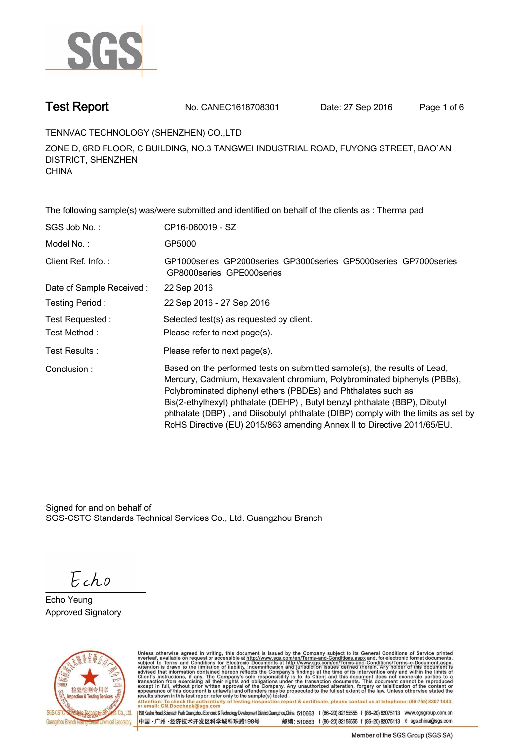SGS

# Test Report

No. CANEC1618708301    Date: 27 Sep 2016

TENNVAC TECHNOLOGY (SHENZHEN) CO.,LTD

ZONE D, 6RD FLOOR, C BUILDING, NO.3 TANGWEI INDUSTRIAL ROAD, FUYONG STREET, BAO`AN DISTRICT, SHENZHEN
CHINA

The following sample(s) was/were submitted and identified on behalf of the clients as : Therma pad

| | |
|---|---|
| SGS Job No. : | CP16-060019 - SZ |
| Model No. : | GP5000 |
| Client Ref. Info. : | GP1000series GP2000series GP3000series GP5000series GP7000series GP8000series GPE000series |
| Date of Sample Received : | 22 Sep 2016 |
| Testing Period : | 22 Sep 2016 - 27 Sep 2016 |
| Test Requested : | Selected test(s) as requested by client. |
| Test Method : | Please refer to next page(s). |
| Test Results : | Please refer to next page(s). |
| Conclusion : | Based on the performed tests on submitted sample(s), the results of Lead, Mercury, Cadmium, Hexavalent chromium, Polybrominated biphenyls (PBBs), Polybrominated diphenyl ethers (PBDEs) and Phthalates such as Bis(2-ethylhexyl) phthalate (DEHP) , Butyl benzyl phthalate (BBP), Dibutyl phthalate (DBP) , and Diisobutyl phthalate (DIBP) comply with the limits as set by RoHS Directive (EU) 2015/863 amending Annex II to Directive 2011/65/EU. |

Signed for and on behalf of
SGS-CSTC Standards Technical Services Co., Ltd. Guangzhou Branch

Echo

Echo Yeung
Approved Signatory

Unless otherwise agreed in writing, this document is issued by the Company subject to its General Conditions of Service printed overleaf, available on request or accessible at http://www.sgs.com/en/Terms-and-Conditions.aspx and, for electronic format documents, subject to Terms and Conditions for Electronic Documents at http://www.sgs.com/en/Terms-and-Conditions/Terms-e-Document.aspx. Attention is drawn to the limitation of liability, indemnification and jurisdiction issues defined therein. Any holder of this document is advised that information contained hereon reflects the Company's findings at the time of its intervention only and within the limits of Client's instructions, if any. The Company's sole responsibility is to its Client and this document does not exonerate parties to a transaction from exercising all their rights and obligations under the transaction documents. This document cannot be reproduced except in full, without prior written approval of the Company. Any unauthorized alteration, forgery or falsification of the content or appearance of this document is unlawful and offenders may be prosecuted to the fullest extent of the law. Unless otherwise stated the results shown in this test report refer only to the sample(s) tested.
Attention: To check the authenticity of testing /inspection report & certificate, please contact us at telephone: (86-755) 8307 1443, or email: CN.Doccheck@sgs.com

198 Kezhu Road,Scientech Park Guangzhou Economic & Technology Development District,Guangzhou,China 510663 t (86–20) 82155555 f (86–20) 82075113 www.sgsgroup.com.cn
中国 •广州 •经济技术开发区科学城科珠路198号 邮编: 510663 t (86–20) 82155555 f (86–20) 82075113 e sgs.china@sgs.com

Member of the SGS Group (SGS SA)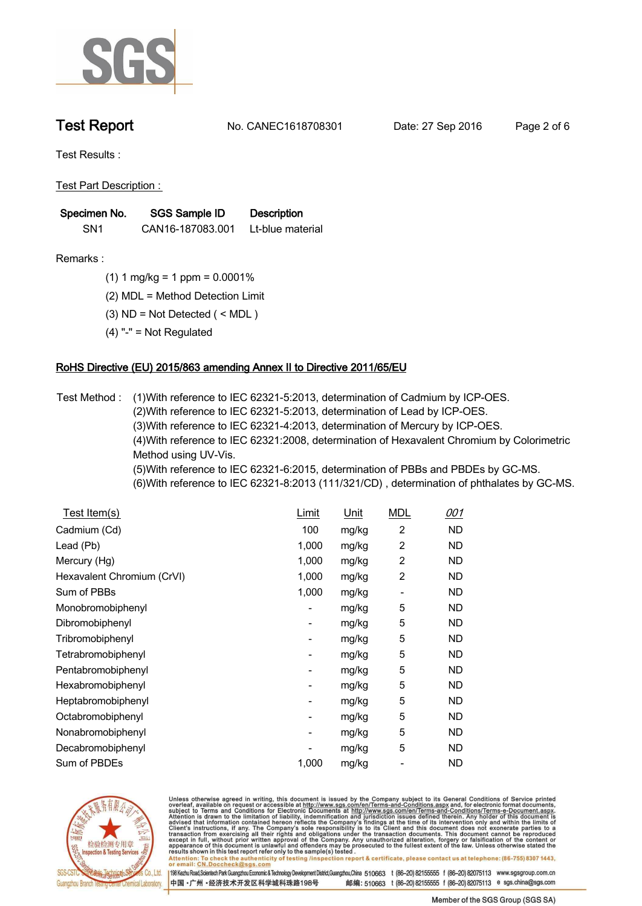## Test Report

No. CANEC1618708301 Date: 27 Sep 2016

Test Results :

Test Part Description :

| Specimen No. | SGS Sample ID | Description |
|---|---|---|
| SN1 | CAN16-187083.001 | Lt-blue material |

Remarks :

(1) 1 mg/kg = 1 ppm = 0.0001%

(2) MDL = Method Detection Limit

(3) ND = Not Detected ( < MDL )

(4) "-" = Not Regulated

### RoHS Directive (EU) 2015/863 amending Annex II to Directive 2011/65/EU

Test Method : (1)With reference to IEC 62321-5:2013, determination of Cadmium by ICP-OES.
(2)With reference to IEC 62321-5:2013, determination of Lead by ICP-OES.
(3)With reference to IEC 62321-4:2013, determination of Mercury by ICP-OES.
(4)With reference to IEC 62321:2008, determination of Hexavalent Chromium by Colorimetric Method using UV-Vis.
(5)With reference to IEC 62321-6:2015, determination of PBBs and PBDEs by GC-MS.
(6)With reference to IEC 62321-8:2013 (111/321/CD) , determination of phthalates by GC-MS.

| Test Item(s) | Limit | Unit | MDL | 001 |
|---|---|---|---|---|
| Cadmium (Cd) | 100 | mg/kg | 2 | ND |
| Lead (Pb) | 1,000 | mg/kg | 2 | ND |
| Mercury (Hg) | 1,000 | mg/kg | 2 | ND |
| Hexavalent Chromium (CrVI) | 1,000 | mg/kg | 2 | ND |
| Sum of PBBs | 1,000 | mg/kg | - | ND |
| Monobromobiphenyl | - | mg/kg | 5 | ND |
| Dibromobiphenyl | - | mg/kg | 5 | ND |
| Tribromobiphenyl | - | mg/kg | 5 | ND |
| Tetrabromobiphenyl | - | mg/kg | 5 | ND |
| Pentabromobiphenyl | - | mg/kg | 5 | ND |
| Hexabromobiphenyl | - | mg/kg | 5 | ND |
| Heptabromobiphenyl | - | mg/kg | 5 | ND |
| Octabromobiphenyl | - | mg/kg | 5 | ND |
| Nonabromobiphenyl | - | mg/kg | 5 | ND |
| Decabromobiphenyl | - | mg/kg | 5 | ND |
| Sum of PBDEs | 1,000 | mg/kg | - | ND |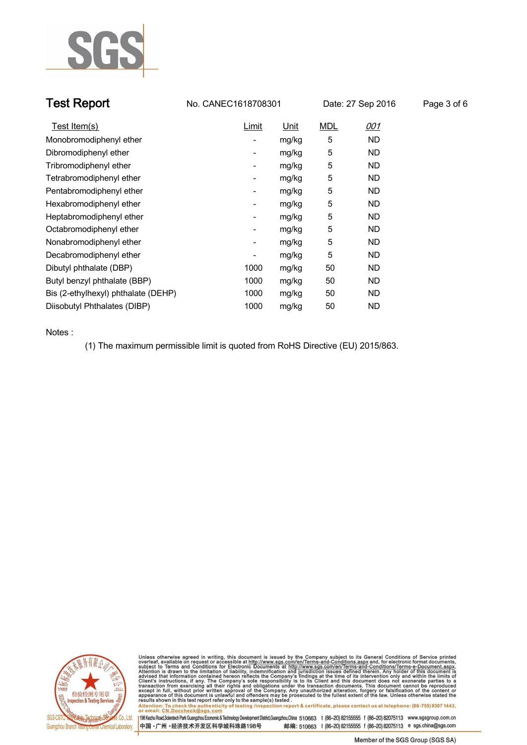# Test Report

No. CANEC1618708301 Date: 27 Sep 2016

| Test Item(s) | Limit | Unit | MDL | 001 |
|---|---|---|---|---|
| Monobromodiphenyl ether | - | mg/kg | 5 | ND |
| Dibromodiphenyl ether | - | mg/kg | 5 | ND |
| Tribromodiphenyl ether | - | mg/kg | 5 | ND |
| Tetrabromodiphenyl ether | - | mg/kg | 5 | ND |
| Pentabromodiphenyl ether | - | mg/kg | 5 | ND |
| Hexabromodiphenyl ether | - | mg/kg | 5 | ND |
| Heptabromodiphenyl ether | - | mg/kg | 5 | ND |
| Octabromodiphenyl ether | - | mg/kg | 5 | ND |
| Nonabromodiphenyl ether | - | mg/kg | 5 | ND |
| Decabromodiphenyl ether | - | mg/kg | 5 | ND |
| Dibutyl phthalate (DBP) | 1000 | mg/kg | 50 | ND |
| Butyl benzyl phthalate (BBP) | 1000 | mg/kg | 50 | ND |
| Bis (2-ethylhexyl) phthalate (DEHP) | 1000 | mg/kg | 50 | ND |
| Diisobutyl Phthalates (DIBP) | 1000 | mg/kg | 50 | ND |

Notes :

(1) The maximum permissible limit is quoted from RoHS Directive (EU) 2015/863.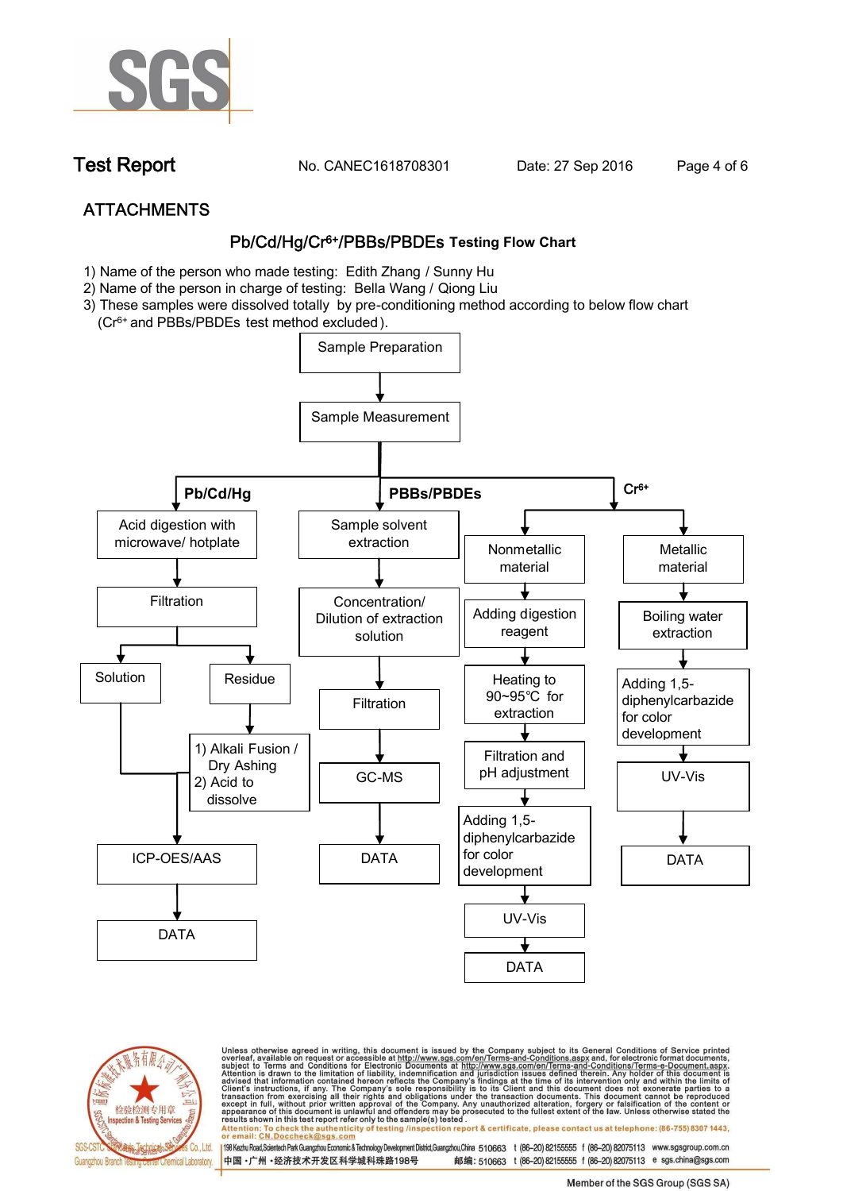# Test Report

No. CANEC1618708301 Date: 27 Sep 2016

## ATTACHMENTS

### Pb/Cd/Hg/$Cr^{6+}$/PBBs/PBDEs Testing Flow Chart

1) Name of the person who made testing: Edith Zhang / Sunny Hu
2) Name of the person in charge of testing: Bella Wang / Qiong Liu
3) These samples were dissolved totally by pre-conditioning method according to below flow chart ($Cr^{6+}$ and PBBs/PBDEs test method excluded).

Sample Preparation → Sample Measurement

**Pb/Cd/Hg**
- Acid digestion with microwave/ hotplate → Filtration
  - Solution → ICP-OES/AAS → DATA
  - Residue → 1) Alkali Fusion / Dry Ashing 2) Acid to dissolve → ICP-OES/AAS → DATA

**PBBs/PBDEs**
- Sample solvent extraction → Concentration/ Dilution of extraction solution → Filtration → GC-MS → DATA

**$Cr^{6+}$**
- Nonmetallic material → Adding digestion reagent → Heating to 90~95℃ for extraction → Filtration and pH adjustment → Adding 1,5-diphenylcarbazide for color development → UV-Vis → DATA
- Metallic material → Boiling water extraction → Adding 1,5-diphenylcarbazide for color development → UV-Vis → DATA

Unless otherwise agreed in writing, this document is issued by the Company subject to its General Conditions of Service printed overleaf, available on request or accessible at http://www.sgs.com/en/Terms-and-Conditions.aspx and, for electronic format documents, subject to Terms and Conditions for Electronic Documents at http://www.sgs.com/en/Terms-and-Conditions/Terms-e-Document.aspx. Attention is drawn to the limitation of liability, indemnification and jurisdiction issues defined therein. Any holder of this document is advised that information contained hereon reflects the Company's findings at the time of its intervention only and within the limits of Client's instructions, if any. The Company's sole responsibility is to its Client and this document does not exonerate parties to a transaction from exercising all their rights and obligations under the transaction documents. This document cannot be reproduced except in full, without prior written approval of the Company. Any unauthorized alteration, forgery or falsification of the content or appearance of this document is unlawful and offenders may be prosecuted to the fullest extent of the law. Unless otherwise stated the results shown in this test report refer only to the sample(s) tested.
Attention: To check the authenticity of testing /inspection report & certificate, please contact us at telephone: (86-755) 8307 1443, or email: CN.Doccheck@sgs.com

198 Kezhu Road,Scientech Park Guangzhou Economic & Technology Development District,Guangzhou,China 510663 t (86–20) 82155555 f (86–20) 82075113 www.sgsgroup.com.cn
中国・广州・经济技术开发区科学城科珠路198号 邮编: 510663 t (86–20) 82155555 f (86–20) 82075113 e sgs.china@sgs.com

Member of the SGS Group (SGS SA)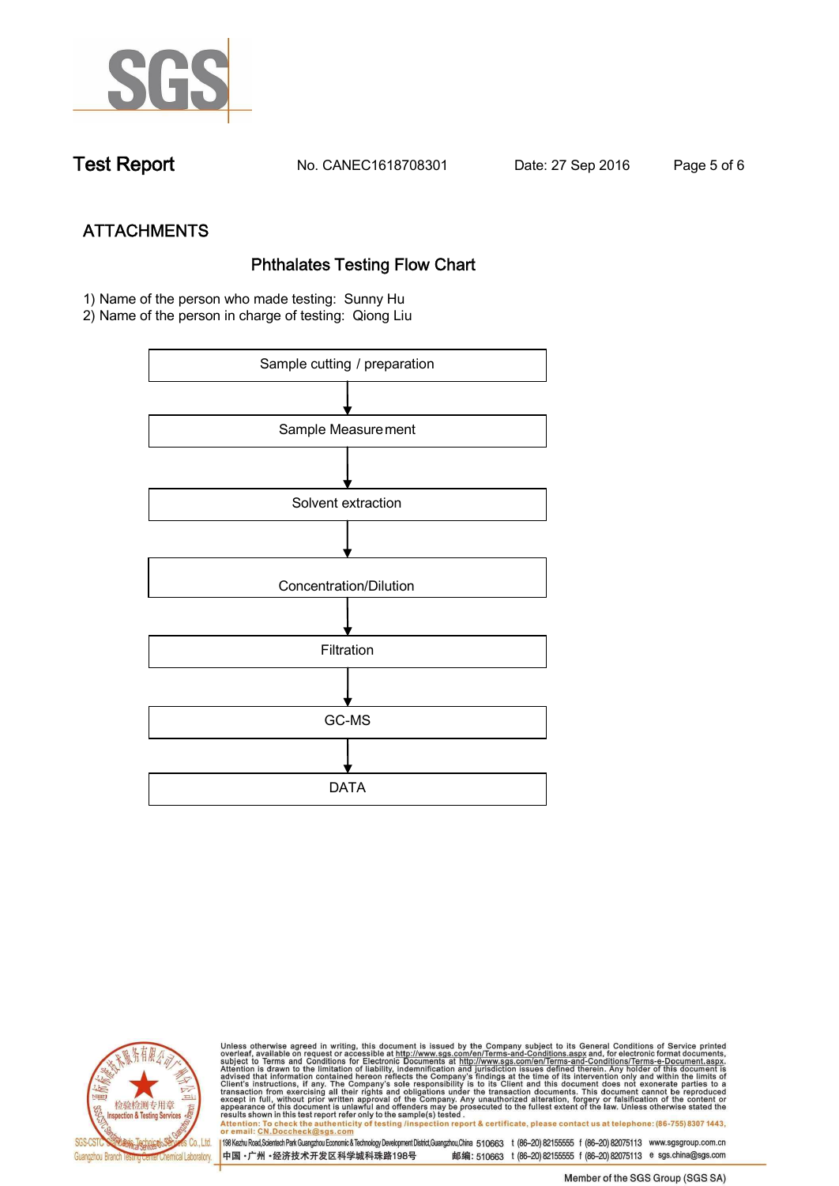## ATTACHMENTS

### Phthalates Testing Flow Chart

1) Name of the person who made testing: Sunny Hu
2) Name of the person in charge of testing: Qiong Liu

Sample cutting / preparation

↓

Sample Measurement

↓

Solvent extraction

↓

Concentration/Dilution

↓

Filtration

↓

GC-MS

↓

DATA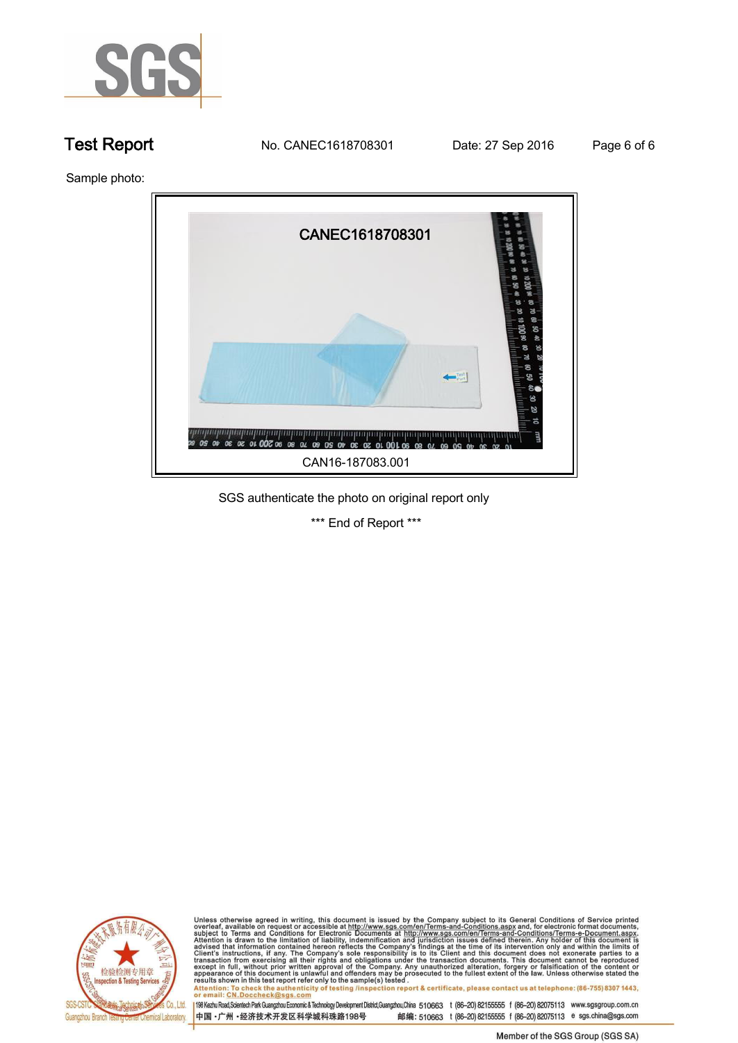Sample photo:

CANEC1618708301

CAN16-187083.001

SGS authenticate the photo on original report only

\*\*\* End of Report \*\*\*